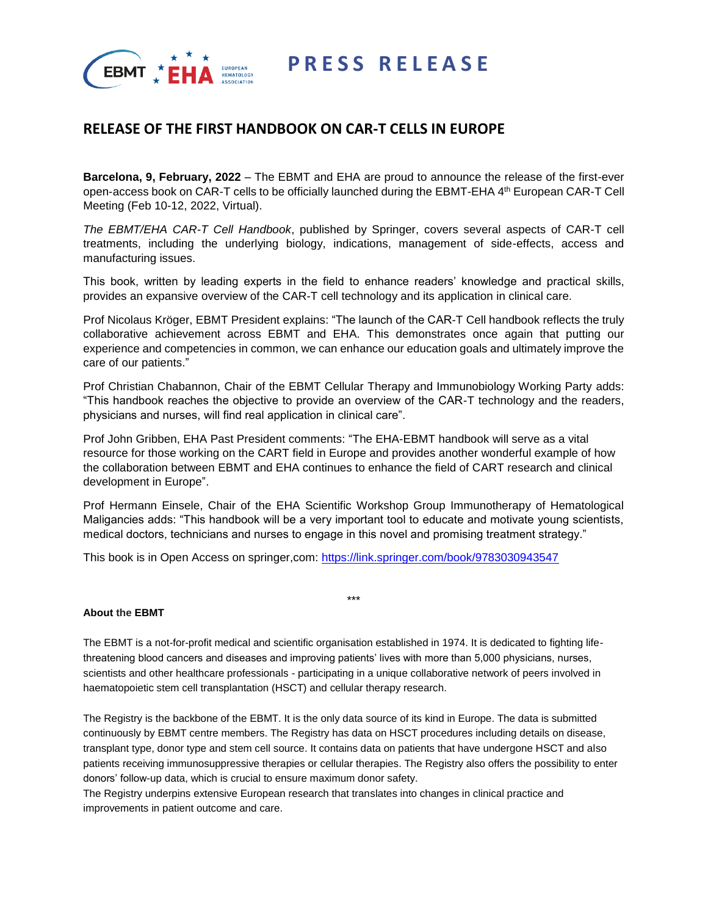**PRESS RELEASE**

# RELEASE OF THE FIRST HANDBOOK ON CAR-T CELLS IN EUROPE

**Barcelona, 9, February, 2022** – The EBMT and EHA are proud to announce the release of the first-ever open-access book on CAR-T cells to be officially launched during the EBMT-EHA 4th European CAR-T Cell Meeting (Feb 10-12, 2022, Virtual).

*The EBMT/EHA CAR-T Cell Handbook*, published by Springer, covers several aspects of CAR-T cell treatments, including the underlying biology, indications, management of side-effects, access and manufacturing issues.

This book, written by leading experts in the field to enhance readers' knowledge and practical skills, provides an expansive overview of the CAR-T cell technology and its application in clinical care.

Prof Nicolaus Kröger, EBMT President explains: "The launch of the CAR-T Cell handbook reflects the truly collaborative achievement across EBMT and EHA. This demonstrates once again that putting our experience and competencies in common, we can enhance our education goals and ultimately improve the care of our patients."

Prof Christian Chabannon, Chair of the EBMT Cellular Therapy and Immunobiology Working Party adds: "This handbook reaches the objective to provide an overview of the CAR-T technology and the readers, physicians and nurses, will find real application in clinical care".

Prof John Gribben, EHA Past President comments: "The EHA-EBMT handbook will serve as a vital resource for those working on the CART field in Europe and provides another wonderful example of how the collaboration between EBMT and EHA continues to enhance the field of CART research and clinical development in Europe".

Prof Hermann Einsele, Chair of the EHA Scientific Workshop Group Immunotherapy of Hematological Maligancies adds: "This handbook will be a very important tool to educate and motivate young scientists, medical doctors, technicians and nurses to engage in this novel and promising treatment strategy."

This book is in Open Access on springer,com: [https://link.springer.com/book/9783030943547](https://link.springer.com/book/9783030943547)

***

**About the EBMT**

The EBMT is a not-for-profit medical and scientific organisation established in 1974. It is dedicated to fighting life-threatening blood cancers and diseases and improving patients' lives with more than 5,000 physicians, nurses, scientists and other healthcare professionals - participating in a unique collaborative network of peers involved in haematopoietic stem cell transplantation (HSCT) and cellular therapy research.

The Registry is the backbone of the EBMT. It is the only data source of its kind in Europe. The data is submitted continuously by EBMT centre members. The Registry has data on HSCT procedures including details on disease, transplant type, donor type and stem cell source. It contains data on patients that have undergone HSCT and also patients receiving immunosuppressive therapies or cellular therapies. The Registry also offers the possibility to enter donors' follow-up data, which is crucial to ensure maximum donor safety.
The Registry underpins extensive European research that translates into changes in clinical practice and improvements in patient outcome and care.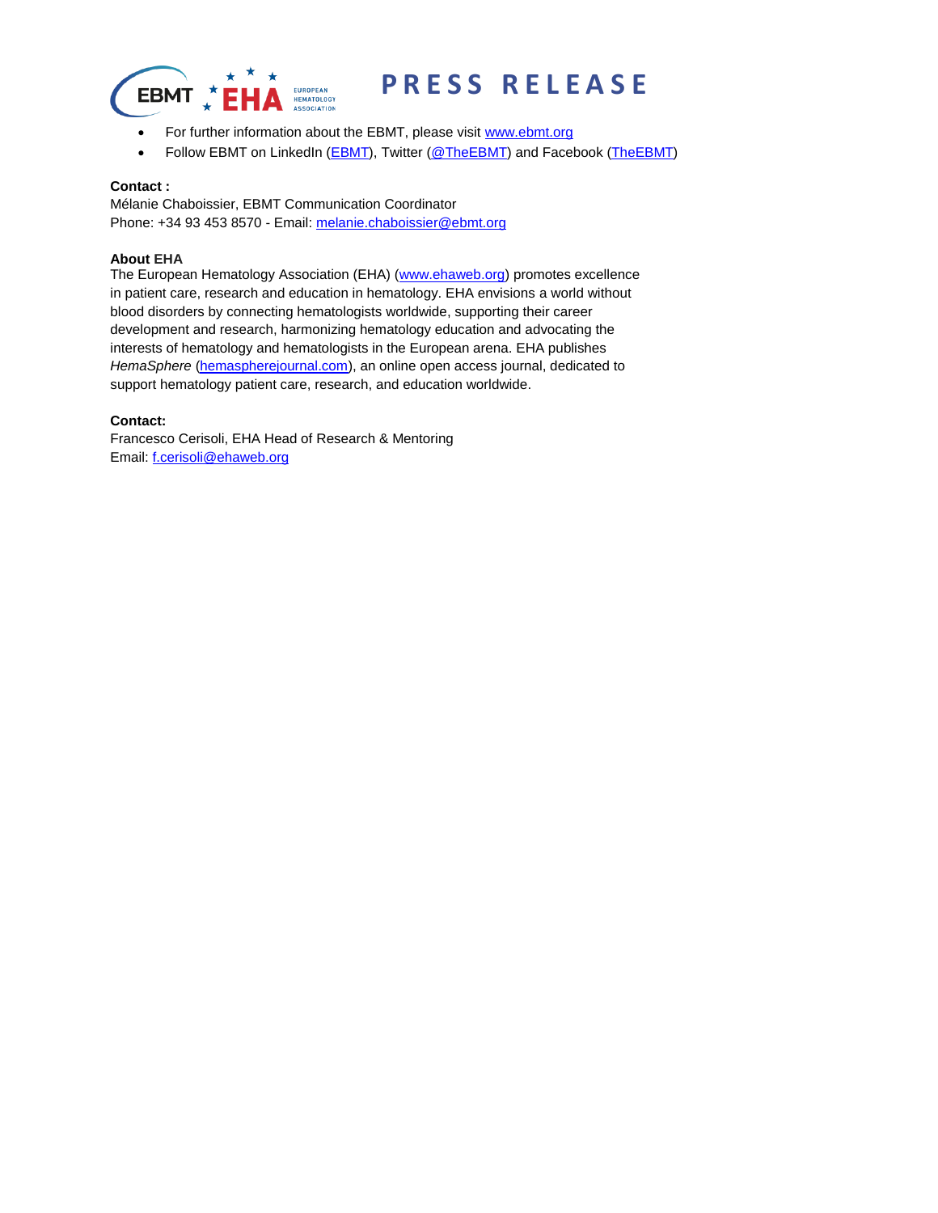- For further information about the EBMT, please visit www.ebmt.org
- Follow EBMT on LinkedIn (EBMT), Twitter (@TheEBMT) and Facebook (TheEBMT)

**Contact :**
Mélanie Chaboissier, EBMT Communication Coordinator
Phone: +34 93 453 8570 - Email: melanie.chaboissier@ebmt.org

**About EHA**
The European Hematology Association (EHA) (www.ehaweb.org) promotes excellence in patient care, research and education in hematology. EHA envisions a world without blood disorders by connecting hematologists worldwide, supporting their career development and research, harmonizing hematology education and advocating the interests of hematology and hematologists in the European arena. EHA publishes *HemaSphere* (hemaspherejournal.com), an online open access journal, dedicated to support hematology patient care, research, and education worldwide.

**Contact:**
Francesco Cerisoli, EHA Head of Research & Mentoring
Email: f.cerisoli@ehaweb.org